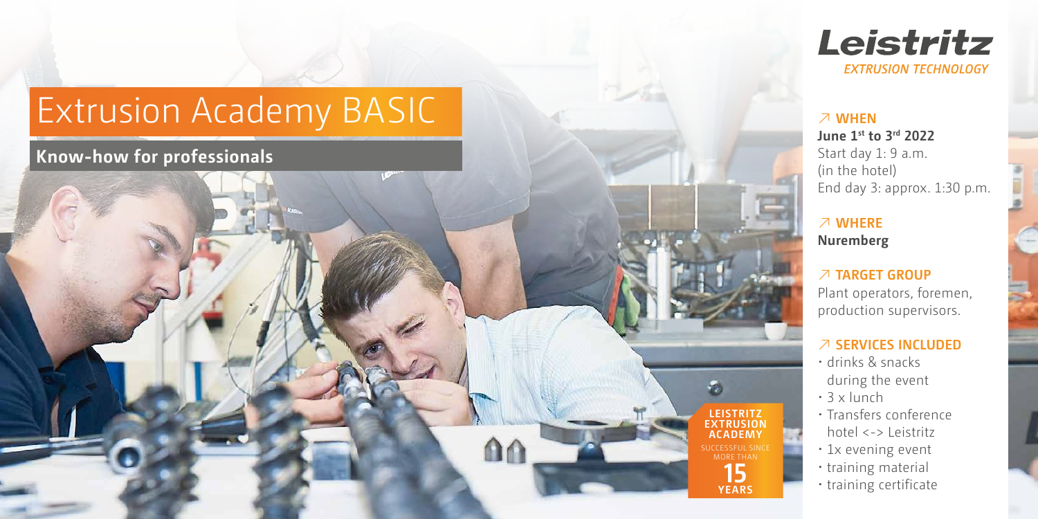# Extrusion Academy BASIC

## Know-how for professionals

LEISTRITZ EXTRUSION ACADEMY
SUCCESSFUL SINCE MORE THAN
15 YEARS

Leistritz
EXTRUSION TECHNOLOGY

**↗ WHEN**

**June 1st to 3rd 2022**
Start day 1: 9 a.m.
(in the hotel)
End day 3: approx. 1:30 p.m.

**↗ WHERE**

**Nuremberg**

**↗ TARGET GROUP**

Plant operators, foremen, production supervisors.

**↗ SERVICES INCLUDED**

- drinks & snacks during the event
- 3 x lunch
- Transfers conference hotel <-> Leistritz
- 1x evening event
- training material
- training certificate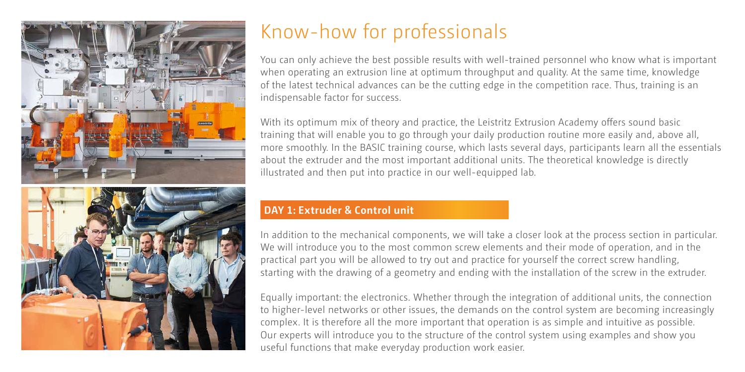# Know-how for professionals

You can only achieve the best possible results with well-trained personnel who know what is important when operating an extrusion line at optimum throughput and quality. At the same time, knowledge of the latest technical advances can be the cutting edge in the competition race. Thus, training is an indispensable factor for success.

With its optimum mix of theory and practice, the Leistritz Extrusion Academy offers sound basic training that will enable you to go through your daily production routine more easily and, above all, more smoothly. In the BASIC training course, which lasts several days, participants learn all the essentials about the extruder and the most important additional units. The theoretical knowledge is directly illustrated and then put into practice in our well-equipped lab.

## DAY 1: Extruder & Control unit

In addition to the mechanical components, we will take a closer look at the process section in particular. We will introduce you to the most common screw elements and their mode of operation, and in the practical part you will be allowed to try out and practice for yourself the correct screw handling, starting with the drawing of a geometry and ending with the installation of the screw in the extruder.

Equally important: the electronics. Whether through the integration of additional units, the connection to higher-level networks or other issues, the demands on the control system are becoming increasingly complex. It is therefore all the more important that operation is as simple and intuitive as possible. Our experts will introduce you to the structure of the control system using examples and show you useful functions that make everyday production work easier.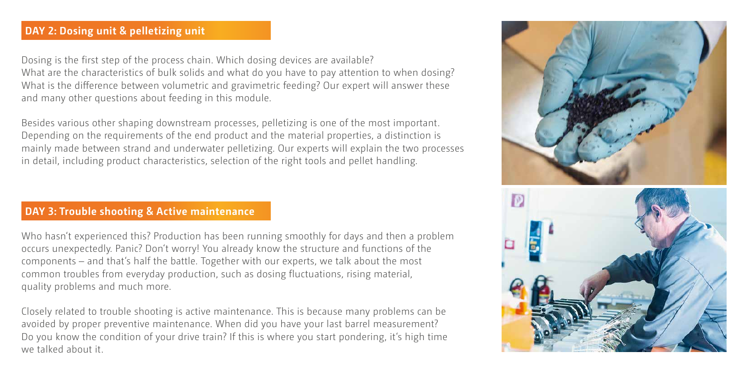## DAY 2: Dosing unit & pelletizing unit

Dosing is the first step of the process chain. Which dosing devices are available? What are the characteristics of bulk solids and what do you have to pay attention to when dosing? What is the difference between volumetric and gravimetric feeding? Our expert will answer these and many other questions about feeding in this module.

Besides various other shaping downstream processes, pelletizing is one of the most important. Depending on the requirements of the end product and the material properties, a distinction is mainly made between strand and underwater pelletizing. Our experts will explain the two processes in detail, including product characteristics, selection of the right tools and pellet handling.

## DAY 3: Trouble shooting & Active maintenance

Who hasn't experienced this? Production has been running smoothly for days and then a problem occurs unexpectedly. Panic? Don't worry! You already know the structure and functions of the components – and that's half the battle. Together with our experts, we talk about the most common troubles from everyday production, such as dosing fluctuations, rising material, quality problems and much more.

Closely related to trouble shooting is active maintenance. This is because many problems can be avoided by proper preventive maintenance. When did you have your last barrel measurement? Do you know the condition of your drive train? If this is where you start pondering, it's high time we talked about it.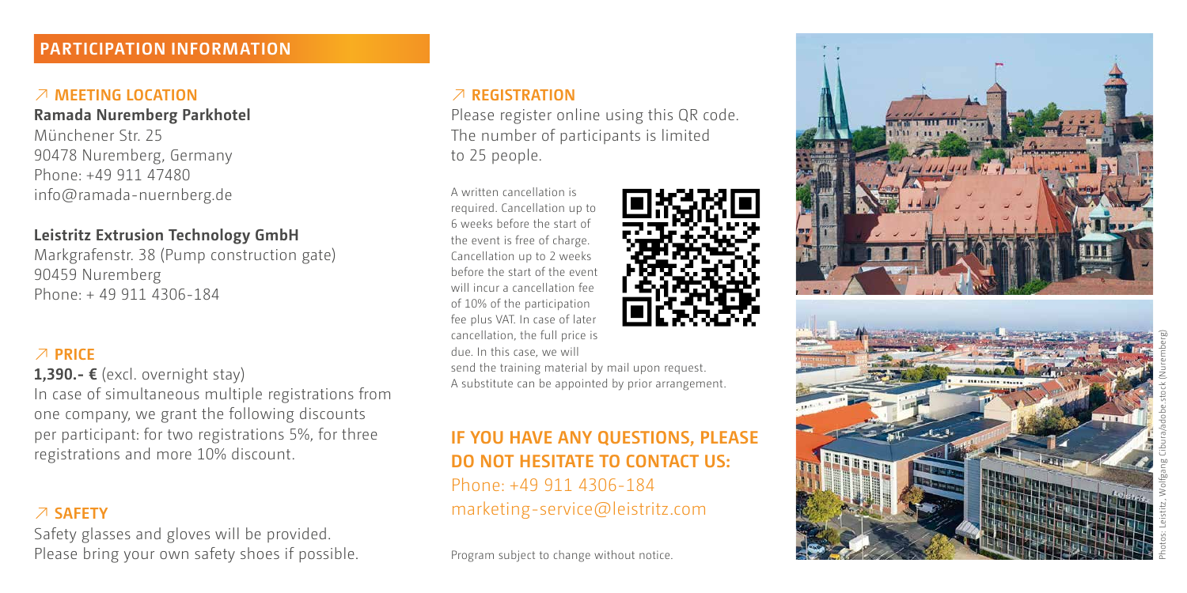## PARTICIPATION INFORMATION

### ↗ MEETING LOCATION

**Ramada Nuremberg Parkhotel**
Münchener Str. 25
90478 Nuremberg, Germany
Phone: +49 911 47480
info@ramada-nuernberg.de

**Leistritz Extrusion Technology GmbH**
Markgrafenstr. 38 (Pump construction gate)
90459 Nuremberg
Phone: + 49 911 4306-184

### ↗ PRICE

**1,390.- €** (excl. overnight stay)
In case of simultaneous multiple registrations from one company, we grant the following discounts per participant: for two registrations 5%, for three registrations and more 10% discount.

### ↗ SAFETY

Safety glasses and gloves will be provided.
Please bring your own safety shoes if possible.

### ↗ REGISTRATION

Please register online using this QR code. The number of participants is limited to 25 people.

A written cancellation is required. Cancellation up to 6 weeks before the start of the event is free of charge. Cancellation up to 2 weeks before the start of the event will incur a cancellation fee of 10% of the participation fee plus VAT. In case of later cancellation, the full price is due. In this case, we will send the training material by mail upon request. A substitute can be appointed by prior arrangement.

### IF YOU HAVE ANY QUESTIONS, PLEASE DO NOT HESITATE TO CONTACT US:

Phone: +49 911 4306-184
marketing-service@leistritz.com

Program subject to change without notice.

Photos: Leistritz, Wolfgang Cibura/adobe.stock (Nuremberg)